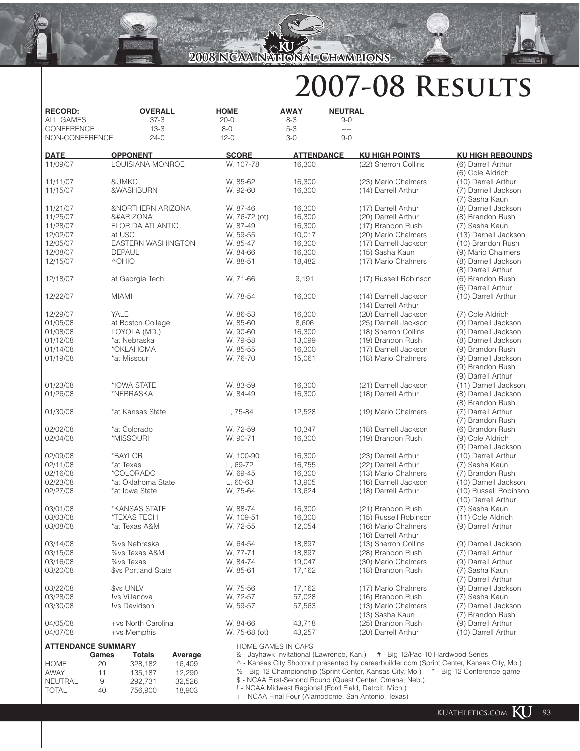2008 NCAA National Champions

# 2007-08 Results

| RECORD: | OVERALL | HOME | AWAY | NEUTRAL |
|---|---|---|---|---|
| ALL GAMES | 37-3 | 20-0 | 8-3 | 9-0 |
| CONFERENCE | 13-3 | 8-0 | 5-3 | ---- |
| NON-CONFERENCE | 24-0 | 12-0 | 3-0 | 9-0 |

| DATE | OPPONENT | SCORE | ATTENDANCE | KU HIGH POINTS | KU HIGH REBOUNDS |
|---|---|---|---|---|---|
| 11/09/07 | LOUISIANA MONROE | W, 107-78 | 16,300 | (22) Sherron Collins | (6) Darrell Arthur<br>(6) Cole Aldrich |
| 11/11/07 | &UMKC | W, 85-62 | 16,300 | (23) Mario Chalmers | (10) Darrell Arthur |
| 11/15/07 | &WASHBURN | W, 92-60 | 16,300 | (14) Darrell Arthur | (7) Darnell Jackson<br>(7) Sasha Kaun |
| 11/21/07 | &NORTHERN ARIZONA | W, 87-46 | 16,300 | (17) Darrell Arthur | (8) Darnell Jackson |
| 11/25/07 | &#ARIZONA | W, 76-72 (ot) | 16,300 | (20) Darrell Arthur | (8) Brandon Rush |
| 11/28/07 | FLORIDA ATLANTIC | W, 87-49 | 16,300 | (17) Brandon Rush | (7) Sasha Kaun |
| 12/02/07 | at USC | W, 59-55 | 10,017 | (20) Mario Chalmers | (13) Darnell Jackson |
| 12/05/07 | EASTERN WASHINGTON | W, 85-47 | 16,300 | (17) Darnell Jackson | (10) Brandon Rush |
| 12/08/07 | DEPAUL | W, 84-66 | 16,300 | (15) Sasha Kaun | (9) Mario Chalmers |
| 12/15/07 | ^OHIO | W, 88-51 | 18,482 | (17) Mario Chalmers | (8) Darnell Jackson<br>(8) Darrell Arthur |
| 12/18/07 | at Georgia Tech | W, 71-66 | 9,191 | (17) Russell Robinson | (6) Brandon Rush<br>(6) Darrell Arthur |
| 12/22/07 | MIAMI | W, 78-54 | 16,300 | (14) Darnell Jackson<br>(14) Darrell Arthur | (10) Darrell Arthur |
| 12/29/07 | YALE | W, 86-53 | 16,300 | (20) Darnell Jackson | (7) Cole Aldrich |
| 01/05/08 | at Boston College | W, 85-60 | 8,606 | (25) Darnell Jackson | (9) Darnell Jackson |
| 01/08/08 | LOYOLA (MD.) | W, 90-60 | 16,300 | (18) Sherron Collins | (9) Darnell Jackson |
| 01/12/08 | *at Nebraska | W, 79-58 | 13,099 | (19) Brandon Rush | (8) Darnell Jackson |
| 01/14/08 | *OKLAHOMA | W, 85-55 | 16,300 | (17) Darnell Jackson | (9) Brandon Rush |
| 01/19/08 | *at Missouri | W, 76-70 | 15,061 | (18) Mario Chalmers | (9) Darnell Jackson<br>(9) Brandon Rush<br>(9) Darrell Arthur |
| 01/23/08 | *IOWA STATE | W, 83-59 | 16,300 | (21) Darnell Jackson | (11) Darnell Jackson |
| 01/26/08 | *NEBRASKA | W, 84-49 | 16,300 | (18) Darrell Arthur | (8) Darnell Jackson<br>(8) Brandon Rush |
| 01/30/08 | *at Kansas State | L, 75-84 | 12,528 | (19) Mario Chalmers | (7) Darrell Arthur<br>(7) Brandon Rush |
| 02/02/08 | *at Colorado | W, 72-59 | 10,347 | (18) Darnell Jackson | (6) Brandon Rush |
| 02/04/08 | *MISSOURI | W, 90-71 | 16,300 | (19) Brandon Rush | (9) Cole Aldrich<br>(9) Darnell Jackson |
| 02/09/08 | *BAYLOR | W, 100-90 | 16,300 | (23) Darrell Arthur | (10) Darrell Arthur |
| 02/11/08 | *at Texas | L, 69-72 | 16,755 | (22) Darrell Arthur | (7) Sasha Kaun |
| 02/16/08 | *COLORADO | W, 69-45 | 16,300 | (13) Mario Chalmers | (7) Brandon Rush |
| 02/23/08 | *at Oklahoma State | L, 60-63 | 13,905 | (16) Darnell Jackson | (10) Darnell Jackson |
| 02/27/08 | *at Iowa State | W, 75-64 | 13,624 | (18) Darrell Arthur | (10) Russell Robinson<br>(10) Darrell Arthur |
| 03/01/08 | *KANSAS STATE | W, 88-74 | 16,300 | (21) Brandon Rush | (7) Sasha Kaun |
| 03/03/08 | *TEXAS TECH | W, 109-51 | 16,300 | (15) Russell Robinson | (11) Cole Aldrich |
| 03/08/08 | *at Texas A&M | W, 72-55 | 12,054 | (16) Mario Chalmers<br>(16) Darrell Arthur | (9) Darrell Arthur |
| 03/14/08 | %vs Nebraska | W, 64-54 | 18,897 | (13) Sherron Collins | (9) Darnell Jackson |
| 03/15/08 | %vs Texas A&M | W, 77-71 | 18,897 | (28) Brandon Rush | (7) Darrell Arthur |
| 03/16/08 | %vs Texas | W, 84-74 | 19,047 | (30) Mario Chalmers | (9) Darrell Arthur |
| 03/20/08 | $vs Portland State | W, 85-61 | 17,162 | (18) Brandon Rush | (7) Sasha Kaun<br>(7) Darrell Arthur |
| 03/22/08 | $vs UNLV | W, 75-56 | 17,162 | (17) Mario Chalmers | (9) Darnell Jackson |
| 03/28/08 | !vs Villanova | W, 72-57 | 57,028 | (16) Brandon Rush | (7) Sasha Kaun |
| 03/30/08 | !vs Davidson | W, 59-57 | 57,563 | (13) Mario Chalmers<br>(13) Sasha Kaun | (7) Darnell Jackson<br>(7) Brandon Rush |
| 04/05/08 | +vs North Carolina | W, 84-66 | 43,718 | (25) Brandon Rush | (9) Darrell Arthur |
| 04/07/08 | +vs Memphis | W, 75-68 (ot) | 43,257 | (20) Darrell Arthur | (10) Darrell Arthur |

**ATTENDANCE SUMMARY**

| | Games | Totals | Average |
|---|---|---|---|
| HOME | 20 | 328,182 | 16,409 |
| AWAY | 11 | 135,187 | 12,290 |
| NEUTRAL | 9 | 292,731 | 32,526 |
| TOTAL | 40 | 756,900 | 18,903 |

HOME GAMES IN CAPS
& - Jayhawk Invitational (Lawrence, Kan.)  # - Big 12/Pac-10 Hardwood Series
^ - Kansas City Shootout presented by careerbuilder.com (Sprint Center, Kansas City, Mo.)
% - Big 12 Championship (Sprint Center, Kansas City, Mo.)  * - Big 12 Conference game
$ - NCAA First-Second Round (Quest Center, Omaha, Neb.)
! - NCAA Midwest Regional (Ford Field, Detroit, Mich.)
+ - NCAA Final Four (Alamodome, San Antonio, Texas)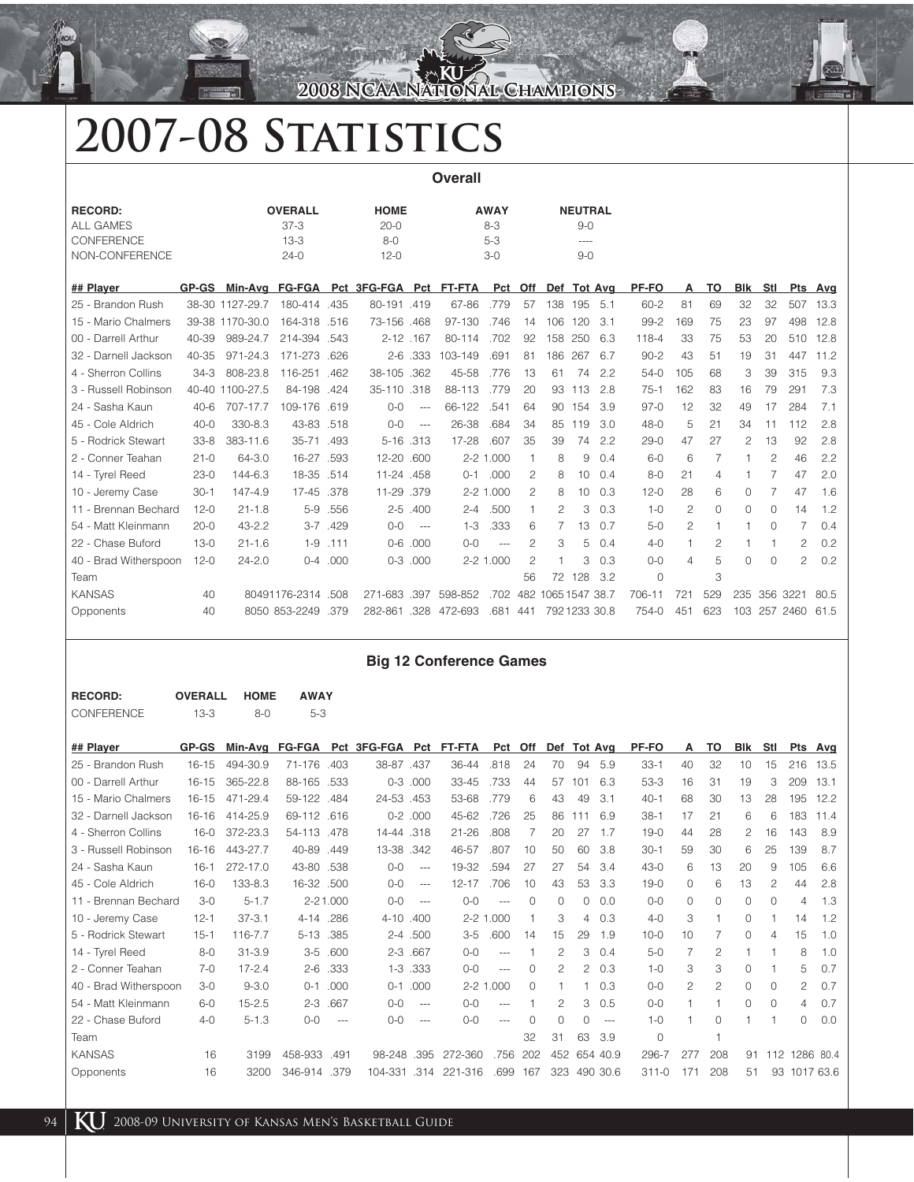# 2007-08 Statistics

## Overall

| RECORD: | OVERALL | HOME | AWAY | NEUTRAL |
|---|---|---|---|---|
| ALL GAMES | 37-3 | 20-0 | 8-3 | 9-0 |
| CONFERENCE | 13-3 | 8-0 | 5-3 | ---- |
| NON-CONFERENCE | 24-0 | 12-0 | 3-0 | 9-0 |

| ## Player | GP-GS | Min-Avg | FG-FGA | Pct | 3FG-FGA | Pct | FT-FTA | Pct | Off | Def | Tot | Avg | PF-FO | A | TO | Blk | Stl | Pts | Avg |
|---|---|---|---|---|---|---|---|---|---|---|---|---|---|---|---|---|---|---|---|
| 25 - Brandon Rush | 38-30 | 1127-29.7 | 180-414 | .435 | 80-191 | .419 | 67-86 | .779 | 57 | 138 | 195 | 5.1 | 60-2 | 81 | 69 | 32 | 32 | 507 | 13.3 |
| 15 - Mario Chalmers | 39-38 | 1170-30.0 | 164-318 | .516 | 73-156 | .468 | 97-130 | .746 | 14 | 106 | 120 | 3.1 | 99-2 | 169 | 75 | 23 | 97 | 498 | 12.8 |
| 00 - Darrell Arthur | 40-39 | 989-24.7 | 214-394 | .543 | 2-12 | .167 | 80-114 | .702 | 92 | 158 | 250 | 6.3 | 118-4 | 33 | 75 | 53 | 20 | 510 | 12.8 |
| 32 - Darnell Jackson | 40-35 | 971-24.3 | 171-273 | .626 | 2-6 | .333 | 103-149 | .691 | 81 | 186 | 267 | 6.7 | 90-2 | 43 | 51 | 19 | 31 | 447 | 11.2 |
| 4 - Sherron Collins | 34-3 | 808-23.8 | 116-251 | .462 | 38-105 | .362 | 45-58 | .776 | 13 | 61 | 74 | 2.2 | 54-0 | 105 | 68 | 3 | 39 | 315 | 9.3 |
| 3 - Russell Robinson | 40-40 | 1100-27.5 | 84-198 | .424 | 35-110 | .318 | 88-113 | .779 | 20 | 93 | 113 | 2.8 | 75-1 | 162 | 83 | 16 | 79 | 291 | 7.3 |
| 24 - Sasha Kaun | 40-6 | 707-17.7 | 109-176 | .619 | 0-0 | --- | 66-122 | .541 | 64 | 90 | 154 | 3.9 | 97-0 | 12 | 32 | 49 | 17 | 284 | 7.1 |
| 45 - Cole Aldrich | 40-0 | 330-8.3 | 43-83 | .518 | 0-0 | --- | 26-38 | .684 | 34 | 85 | 119 | 3.0 | 48-0 | 5 | 21 | 34 | 11 | 112 | 2.8 |
| 5 - Rodrick Stewart | 33-8 | 383-11.6 | 35-71 | .493 | 5-16 | .313 | 17-28 | .607 | 35 | 39 | 74 | 2.2 | 29-0 | 47 | 27 | 2 | 13 | 92 | 2.8 |
| 2 - Conner Teahan | 21-0 | 64-3.0 | 16-27 | .593 | 12-20 | .600 | 2-2 | 1.000 | 1 | 8 | 9 | 0.4 | 6-0 | 6 | 7 | 1 | 2 | 46 | 2.2 |
| 14 - Tyrel Reed | 23-0 | 144-6.3 | 18-35 | .514 | 11-24 | .458 | 0-1 | .000 | 2 | 8 | 10 | 0.4 | 8-0 | 21 | 4 | 1 | 7 | 47 | 2.0 |
| 10 - Jeremy Case | 30-1 | 147-4.9 | 17-45 | .378 | 11-29 | .379 | 2-2 | 1.000 | 2 | 8 | 10 | 0.3 | 12-0 | 28 | 6 | 0 | 7 | 47 | 1.6 |
| 11 - Brennan Bechard | 12-0 | 21-1.8 | 5-9 | .556 | 2-5 | .400 | 2-4 | .500 | 1 | 2 | 3 | 0.3 | 1-0 | 2 | 0 | 0 | 0 | 14 | 1.2 |
| 54 - Matt Kleinmann | 20-0 | 43-2.2 | 3-7 | .429 | 0-0 | --- | 1-3 | .333 | 6 | 7 | 13 | 0.7 | 5-0 | 2 | 1 | 1 | 0 | 7 | 0.4 |
| 22 - Chase Buford | 13-0 | 21-1.6 | 1-9 | .111 | 0-6 | .000 | 0-0 | --- | 2 | 3 | 5 | 0.4 | 4-0 | 1 | 2 | 1 | 1 | 2 | 0.2 |
| 40 - Brad Witherspoon | 12-0 | 24-2.0 | 0-4 | .000 | 0-3 | .000 | 2-2 | 1.000 | 2 | 1 | 3 | 0.3 | 0-0 | 4 | 5 | 0 | 0 | 2 | 0.2 |
| Team | | | | | | | | | 56 | 72 | 128 | 3.2 | 0 | | 3 | | | | |
| KANSAS | 40 | 8049 | 1176-2314 | .508 | 271-683 | .397 | 598-852 | .702 | 482 | 1065 | 1547 | 38.7 | 706-11 | 721 | 529 | 235 | 356 | 3221 | 80.5 |
| Opponents | 40 | 8050 | 853-2249 | .379 | 282-861 | .328 | 472-693 | .681 | 441 | 792 | 1233 | 30.8 | 754-0 | 451 | 623 | 103 | 257 | 2460 | 61.5 |

## Big 12 Conference Games

| RECORD: | OVERALL | HOME | AWAY |
|---|---|---|---|
| CONFERENCE | 13-3 | 8-0 | 5-3 |

| ## Player | GP-GS | Min-Avg | FG-FGA | Pct | 3FG-FGA | Pct | FT-FTA | Pct | Off | Def | Tot | Avg | PF-FO | A | TO | Blk | Stl | Pts | Avg |
|---|---|---|---|---|---|---|---|---|---|---|---|---|---|---|---|---|---|---|---|
| 25 - Brandon Rush | 16-15 | 494-30.9 | 71-176 | .403 | 38-87 | .437 | 36-44 | .818 | 24 | 70 | 94 | 5.9 | 33-1 | 40 | 32 | 10 | 15 | 216 | 13.5 |
| 00 - Darrell Arthur | 16-15 | 365-22.8 | 88-165 | .533 | 0-3 | .000 | 33-45 | .733 | 44 | 57 | 101 | 6.3 | 53-3 | 16 | 31 | 19 | 3 | 209 | 13.1 |
| 15 - Mario Chalmers | 16-15 | 471-29.4 | 59-122 | .484 | 24-53 | .453 | 53-68 | .779 | 6 | 43 | 49 | 3.1 | 40-1 | 68 | 30 | 13 | 28 | 195 | 12.2 |
| 32 - Darnell Jackson | 16-16 | 414-25.9 | 69-112 | .616 | 0-2 | .000 | 45-62 | .726 | 25 | 86 | 111 | 6.9 | 38-1 | 17 | 21 | 6 | 6 | 183 | 11.4 |
| 4 - Sherron Collins | 16-0 | 372-23.3 | 54-113 | .478 | 14-44 | .318 | 21-26 | .808 | 7 | 20 | 27 | 1.7 | 19-0 | 44 | 28 | 2 | 16 | 143 | 8.9 |
| 3 - Russell Robinson | 16-16 | 443-27.7 | 40-89 | .449 | 13-38 | .342 | 46-57 | .807 | 10 | 50 | 60 | 3.8 | 30-1 | 59 | 30 | 6 | 25 | 139 | 8.7 |
| 24 - Sasha Kaun | 16-1 | 272-17.0 | 43-80 | .538 | 0-0 | --- | 19-32 | .594 | 27 | 27 | 54 | 3.4 | 43-0 | 6 | 13 | 20 | 9 | 105 | 6.6 |
| 45 - Cole Aldrich | 16-0 | 133-8.3 | 16-32 | .500 | 0-0 | --- | 12-17 | .706 | 10 | 43 | 53 | 3.3 | 19-0 | 0 | 6 | 13 | 2 | 44 | 2.8 |
| 11 - Brennan Bechard | 3-0 | 5-1.7 | 2-2 | 1.000 | 0-0 | --- | 0-0 | --- | 0 | 0 | 0 | 0.0 | 0-0 | 0 | 0 | 0 | 0 | 4 | 1.3 |
| 10 - Jeremy Case | 12-1 | 37-3.1 | 4-14 | .286 | 4-10 | .400 | 2-2 | 1.000 | 1 | 3 | 4 | 0.3 | 4-0 | 3 | 1 | 0 | 1 | 14 | 1.2 |
| 5 - Rodrick Stewart | 15-1 | 116-7.7 | 5-13 | .385 | 2-4 | .500 | 3-5 | .600 | 14 | 15 | 29 | 1.9 | 10-0 | 10 | 7 | 0 | 4 | 15 | 1.0 |
| 14 - Tyrel Reed | 8-0 | 31-3.9 | 3-5 | .600 | 2-3 | .667 | 0-0 | --- | 1 | 2 | 3 | 0.4 | 5-0 | 7 | 2 | 1 | 1 | 8 | 1.0 |
| 2 - Conner Teahan | 7-0 | 17-2.4 | 2-6 | .333 | 1-3 | .333 | 0-0 | --- | 0 | 2 | 2 | 0.3 | 1-0 | 3 | 3 | 0 | 1 | 5 | 0.7 |
| 40 - Brad Witherspoon | 3-0 | 9-3.0 | 0-1 | .000 | 0-1 | .000 | 2-2 | 1.000 | 0 | 1 | 1 | 0.3 | 0-0 | 2 | 2 | 0 | 0 | 2 | 0.7 |
| 54 - Matt Kleinmann | 6-0 | 15-2.5 | 2-3 | .667 | 0-0 | --- | 0-0 | --- | 1 | 2 | 3 | 0.5 | 0-0 | 1 | 1 | 0 | 0 | 4 | 0.7 |
| 22 - Chase Buford | 4-0 | 5-1.3 | 0-0 | --- | 0-0 | --- | 0-0 | --- | 0 | 0 | 0 | --- | 1-0 | 1 | 0 | 1 | 1 | 0 | 0.0 |
| Team | | | | | | | | | 32 | 31 | 63 | 3.9 | 0 | | 1 | | | | |
| KANSAS | 16 | 3199 | 458-933 | .491 | 98-248 | .395 | 272-360 | .756 | 202 | 452 | 654 | 40.9 | 296-7 | 277 | 208 | 91 | 112 | 1286 | 80.4 |
| Opponents | 16 | 3200 | 346-914 | .379 | 104-331 | .314 | 221-316 | .699 | 167 | 323 | 490 | 30.6 | 311-0 | 171 | 208 | 51 | 93 | 1017 | 63.6 |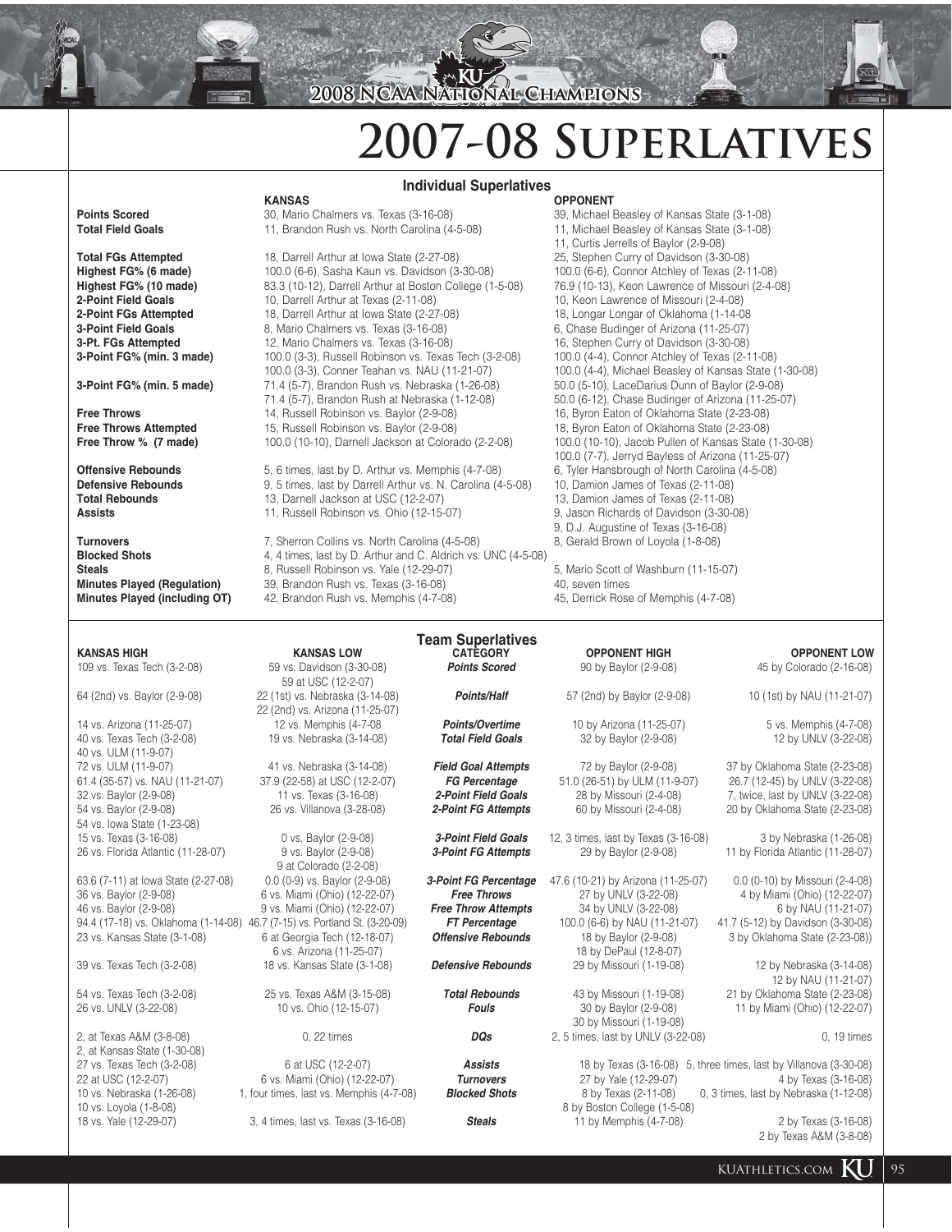# 2007-08 Superlatives

## Individual Superlatives

| | KANSAS | OPPONENT |
|---|---|---|
| **Points Scored** | 30, Mario Chalmers vs. Texas (3-16-08) | 39, Michael Beasley of Kansas State (3-1-08) |
| **Total Field Goals** | 11, Brandon Rush vs. North Carolina (4-5-08) | 11, Michael Beasley of Kansas State (3-1-08)<br>11, Curtis Jerrells of Baylor (2-9-08) |
| **Total FGs Attempted** | 18, Darrell Arthur at Iowa State (2-27-08) | 25, Stephen Curry of Davidson (3-30-08) |
| **Highest FG% (6 made)** | 100.0 (6-6), Sasha Kaun vs. Davidson (3-30-08) | 100.0 (6-6), Connor Atchley of Texas (2-11-08) |
| **Highest FG% (10 made)** | 83.3 (10-12), Darrell Arthur at Boston College (1-5-08) | 76.9 (10-13), Keon Lawrence of Missouri (2-4-08) |
| **2-Point Field Goals** | 10, Darrell Arthur at Texas (2-11-08) | 10, Keon Lawrence of Missouri (2-4-08) |
| **2-Point FGs Attempted** | 18, Darrell Arthur at Iowa State (2-27-08) | 18, Longar Longar of Oklahoma (1-14-08 |
| **3-Point Field Goals** | 8, Mario Chalmers vs. Texas (3-16-08) | 6, Chase Budinger of Arizona (11-25-07) |
| **3-Pt. FGs Attempted** | 12, Mario Chalmers vs. Texas (3-16-08) | 16, Stephen Curry of Davidson (3-30-08) |
| **3-Point FG% (min. 3 made)** | 100.0 (3-3), Russell Robinson vs. Texas Tech (3-2-08)<br>100.0 (3-3), Conner Teahan vs. NAU (11-21-07) | 100.0 (4-4), Connor Atchley of Texas (2-11-08)<br>100.0 (4-4), Michael Beasley of Kansas State (1-30-08) |
| **3-Point FG% (min. 5 made)** | 71.4 (5-7), Brandon Rush vs. Nebraska (1-26-08)<br>71.4 (5-7), Brandon Rush at Nebraska (1-12-08) | 50.0 (5-10), LaceDarius Dunn of Baylor (2-9-08)<br>50.0 (6-12), Chase Budinger of Arizona (11-25-07) |
| **Free Throws** | 14, Russell Robinson vs. Baylor (2-9-08) | 16, Byron Eaton of Oklahoma State (2-23-08) |
| **Free Throws Attempted** | 15, Russell Robinson vs. Baylor (2-9-08) | 18, Byron Eaton of Oklahoma State (2-23-08) |
| **Free Throw % (7 made)** | 100.0 (10-10), Darnell Jackson at Colorado (2-2-08) | 100.0 (10-10), Jacob Pullen of Kansas State (1-30-08)<br>100.0 (7-7), Jerryd Bayless of Arizona (11-25-07) |
| **Offensive Rebounds** | 5, 6 times, last by D. Arthur vs. Memphis (4-7-08) | 6, Tyler Hansbrough of North Carolina (4-5-08) |
| **Defensive Rebounds** | 9, 5 times, last by Darrell Arthur vs. N. Carolina (4-5-08) | 10, Damion James of Texas (2-11-08) |
| **Total Rebounds** | 13, Darnell Jackson at USC (12-2-07) | 13, Damion James of Texas (2-11-08) |
| **Assists** | 11, Russell Robinson vs. Ohio (12-15-07) | 9, Jason Richards of Davidson (3-30-08)<br>9, D.J. Augustine of Texas (3-16-08) |
| **Turnovers** | 7, Sherron Collins vs. North Carolina (4-5-08) | 8, Gerald Brown of Loyola (1-8-08) |
| **Blocked Shots** | 4, 4 times, last by D. Arthur and C. Aldrich vs. UNC (4-5-08) | |
| **Steals** | 8, Russell Robinson vs. Yale (12-29-07) | 5, Mario Scott of Washburn (11-15-07) |
| **Minutes Played (Regulation)** | 39, Brandon Rush vs. Texas (3-16-08) | 40, seven times |
| **Minutes Played (including OT)** | 42, Brandon Rush vs. Memphis (4-7-08) | 45, Derrick Rose of Memphis (4-7-08) |

## Team Superlatives

| KANSAS HIGH | KANSAS LOW | CATEGORY | OPPONENT HIGH | OPPONENT LOW |
|---|---|---|---|---|
| 109 vs. Texas Tech (3-2-08) | 59 vs. Davidson (3-30-08)<br>59 at USC (12-2-07) | ***Points Scored*** | 90 by Baylor (2-9-08) | 45 by Colorado (2-16-08) |
| 64 (2nd) vs. Baylor (2-9-08) | 22 (1st) vs. Nebraska (3-14-08)<br>22 (2nd) vs. Arizona (11-25-07) | ***Points/Half*** | 57 (2nd) by Baylor (2-9-08) | 10 (1st) by NAU (11-21-07) |
| 14 vs. Arizona (11-25-07) | 12 vs. Memphis (4-7-08 | ***Points/Overtime*** | 10 by Arizona (11-25-07) | 5 vs. Memphis (4-7-08) |
| 40 vs. Texas Tech (3-2-08)<br>40 vs. ULM (11-9-07) | 19 vs. Nebraska (3-14-08) | ***Total Field Goals*** | 32 by Baylor (2-9-08) | 12 by UNLV (3-22-08) |
| 72 vs. ULM (11-9-07) | 41 vs. Nebraska (3-14-08) | ***Field Goal Attempts*** | 72 by Baylor (2-9-08) | 37 by Oklahoma State (2-23-08) |
| 61.4 (35-57) vs. NAU (11-21-07) | 37.9 (22-58) at USC (12-2-07) | ***FG Percentage*** | 51.0 (26-51) by ULM (11-9-07) | 26.7 (12-45) by UNLV (3-22-08) |
| 32 vs. Baylor (2-9-08) | 11 vs. Texas (3-16-08) | ***2-Point Field Goals*** | 28 by Missouri (2-4-08) | 7, twice, last by UNLV (3-22-08) |
| 54 vs. Baylor (2-9-08)<br>54 vs. Iowa State (1-23-08) | 26 vs. Villanova (3-28-08) | ***2-Point FG Attempts*** | 60 by Missouri (2-4-08) | 20 by Oklahoma State (2-23-08) |
| 15 vs. Texas (3-16-08) | 0 vs. Baylor (2-9-08) | ***3-Point Field Goals*** | 12, 3 times, last by Texas (3-16-08) | 3 by Nebraska (1-26-08) |
| 26 vs. Florida Atlantic (11-28-07) | 9 vs. Baylor (2-9-08)<br>9 at Colorado (2-2-08) | ***3-Point FG Attempts*** | 29 by Baylor (2-9-08) | 11 by Florida Atlantic (11-28-07) |
| 63.6 (7-11) at Iowa State (2-27-08) | 0.0 (0-9) vs. Baylor (2-9-08) | ***3-Point FG Percentage*** | 47.6 (10-21) by Arizona (11-25-07) | 0.0 (0-10) by Missouri (2-4-08) |
| 36 vs. Baylor (2-9-08) | 6 vs. Miami (Ohio) (12-22-07) | ***Free Throws*** | 27 by UNLV (3-22-08) | 4 by Miami (Ohio) (12-22-07) |
| 46 vs. Baylor (2-9-08) | 9 vs. Miami (Ohio) (12-22-07) | ***Free Throw Attempts*** | 34 by UNLV (3-22-08) | 6 by NAU (11-21-07) |
| 94.4 (17-18) vs. Oklahoma (1-14-08) | 46.7 (7-15) vs. Portland St. (3-20-09) | ***FT Percentage*** | 100.0 (6-6) by NAU (11-21-07) | 41.7 (5-12) by Davidson (3-30-08) |
| 23 vs. Kansas State (3-1-08) | 6 at Georgia Tech (12-18-07)<br>6 vs. Arizona (11-25-07) | ***Offensive Rebounds*** | 18 by Baylor (2-9-08)<br>18 by DePaul (12-8-07) | 3 by Oklahoma State (2-23-08)) |
| 39 vs. Texas Tech (3-2-08) | 18 vs. Kansas State (3-1-08) | ***Defensive Rebounds*** | 29 by Missouri (1-19-08) | 12 by Nebraska (3-14-08)<br>12 by NAU (11-21-07) |
| 54 vs. Texas Tech (3-2-08) | 25 vs. Texas A&M (3-15-08) | ***Total Rebounds*** | 43 by Missouri (1-19-08) | 21 by Oklahoma State (2-23-08) |
| 26 vs. UNLV (3-22-08) | 10 vs. Ohio (12-15-07) | ***Fouls*** | 30 by Baylor (2-9-08)<br>30 by Missouri (1-19-08) | 11 by Miami (Ohio) (12-22-07) |
| 2, at Texas A&M (3-8-08)<br>2, at Kansas State (1-30-08) | 0, 22 times | ***DQs*** | 2, 5 times, last by UNLV (3-22-08) | 0, 19 times |
| 27 vs. Texas Tech (3-2-08) | 6 at USC (12-2-07) | ***Assists*** | 18 by Texas (3-16-08) | 5, three times, last by Villanova (3-30-08) |
| 22 at USC (12-2-07) | 6 vs. Miami (Ohio) (12-22-07) | ***Turnovers*** | 27 by Yale (12-29-07) | 4 by Texas (3-16-08) |
| 10 vs. Nebraska (1-26-08)<br>10 vs. Loyola (1-8-08) | 1, four times, last vs. Memphis (4-7-08) | ***Blocked Shots*** | 8 by Texas (2-11-08)<br>8 by Boston College (1-5-08) | 0, 3 times, last by Nebraska (1-12-08) |
| 18 vs. Yale (12-29-07) | 3, 4 times, last vs. Texas (3-16-08) | ***Steals*** | 11 by Memphis (4-7-08) | 2 by Texas (3-16-08)<br>2 by Texas A&M (3-8-08) |